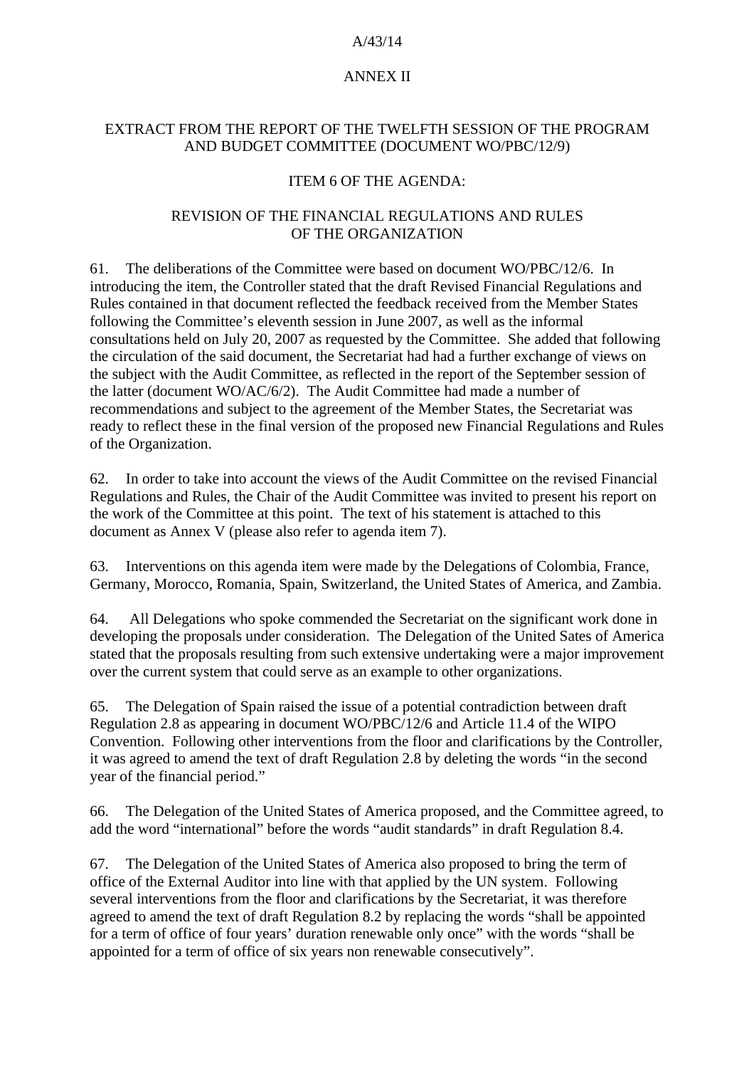A/43/14

ANNEX II

# EXTRACT FROM THE REPORT OF THE TWELFTH SESSION OF THE PROGRAM AND BUDGET COMMITTEE (DOCUMENT WO/PBC/12/9)

## ITEM 6 OF THE AGENDA:

## REVISION OF THE FINANCIAL REGULATIONS AND RULES OF THE ORGANIZATION

61. The deliberations of the Committee were based on document WO/PBC/12/6. In introducing the item, the Controller stated that the draft Revised Financial Regulations and Rules contained in that document reflected the feedback received from the Member States following the Committee's eleventh session in June 2007, as well as the informal consultations held on July 20, 2007 as requested by the Committee. She added that following the circulation of the said document, the Secretariat had had a further exchange of views on the subject with the Audit Committee, as reflected in the report of the September session of the latter (document WO/AC/6/2). The Audit Committee had made a number of recommendations and subject to the agreement of the Member States, the Secretariat was ready to reflect these in the final version of the proposed new Financial Regulations and Rules of the Organization.

62. In order to take into account the views of the Audit Committee on the revised Financial Regulations and Rules, the Chair of the Audit Committee was invited to present his report on the work of the Committee at this point. The text of his statement is attached to this document as Annex V (please also refer to agenda item 7).

63. Interventions on this agenda item were made by the Delegations of Colombia, France, Germany, Morocco, Romania, Spain, Switzerland, the United States of America, and Zambia.

64. All Delegations who spoke commended the Secretariat on the significant work done in developing the proposals under consideration. The Delegation of the United Sates of America stated that the proposals resulting from such extensive undertaking were a major improvement over the current system that could serve as an example to other organizations.

65. The Delegation of Spain raised the issue of a potential contradiction between draft Regulation 2.8 as appearing in document WO/PBC/12/6 and Article 11.4 of the WIPO Convention. Following other interventions from the floor and clarifications by the Controller, it was agreed to amend the text of draft Regulation 2.8 by deleting the words "in the second year of the financial period."

66. The Delegation of the United States of America proposed, and the Committee agreed, to add the word "international" before the words "audit standards" in draft Regulation 8.4.

67. The Delegation of the United States of America also proposed to bring the term of office of the External Auditor into line with that applied by the UN system. Following several interventions from the floor and clarifications by the Secretariat, it was therefore agreed to amend the text of draft Regulation 8.2 by replacing the words "shall be appointed for a term of office of four years' duration renewable only once" with the words "shall be appointed for a term of office of six years non renewable consecutively".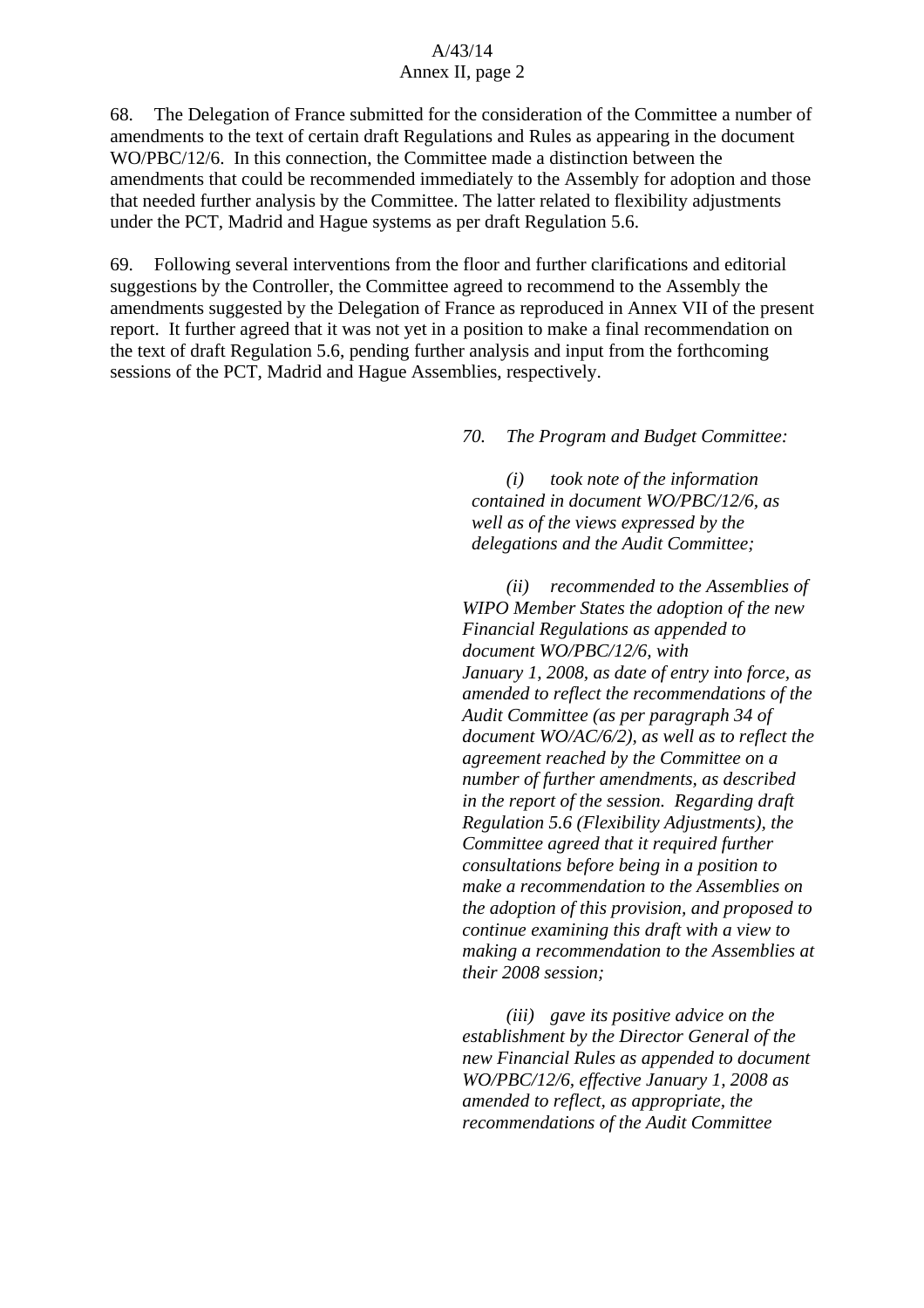68. The Delegation of France submitted for the consideration of the Committee a number of amendments to the text of certain draft Regulations and Rules as appearing in the document WO/PBC/12/6. In this connection, the Committee made a distinction between the amendments that could be recommended immediately to the Assembly for adoption and those that needed further analysis by the Committee. The latter related to flexibility adjustments under the PCT, Madrid and Hague systems as per draft Regulation 5.6.

69. Following several interventions from the floor and further clarifications and editorial suggestions by the Controller, the Committee agreed to recommend to the Assembly the amendments suggested by the Delegation of France as reproduced in Annex VII of the present report. It further agreed that it was not yet in a position to make a final recommendation on the text of draft Regulation 5.6, pending further analysis and input from the forthcoming sessions of the PCT, Madrid and Hague Assemblies, respectively.

*70. The Program and Budget Committee:*

*(i) took note of the information contained in document WO/PBC/12/6, as well as of the views expressed by the delegations and the Audit Committee;*

*(ii) recommended to the Assemblies of WIPO Member States the adoption of the new Financial Regulations as appended to document WO/PBC/12/6, with January 1, 2008, as date of entry into force, as amended to reflect the recommendations of the Audit Committee (as per paragraph 34 of document WO/AC/6/2), as well as to reflect the agreement reached by the Committee on a number of further amendments, as described in the report of the session. Regarding draft Regulation 5.6 (Flexibility Adjustments), the Committee agreed that it required further consultations before being in a position to make a recommendation to the Assemblies on the adoption of this provision, and proposed to continue examining this draft with a view to making a recommendation to the Assemblies at their 2008 session;*

*(iii) gave its positive advice on the establishment by the Director General of the new Financial Rules as appended to document WO/PBC/12/6, effective January 1, 2008 as amended to reflect, as appropriate, the recommendations of the Audit Committee*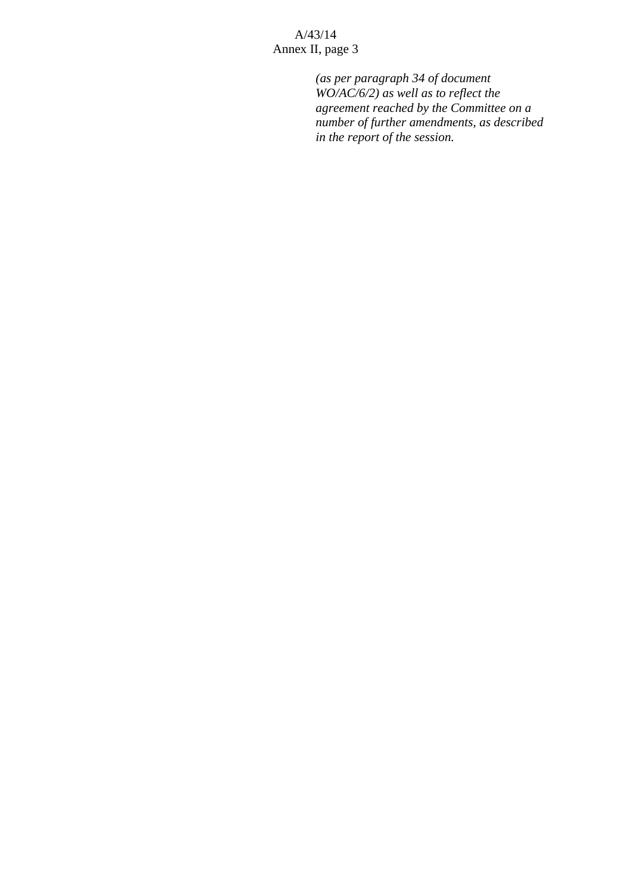*(as per paragraph 34 of document WO/AC/6/2) as well as to reflect the agreement reached by the Committee on a number of further amendments, as described in the report of the session.*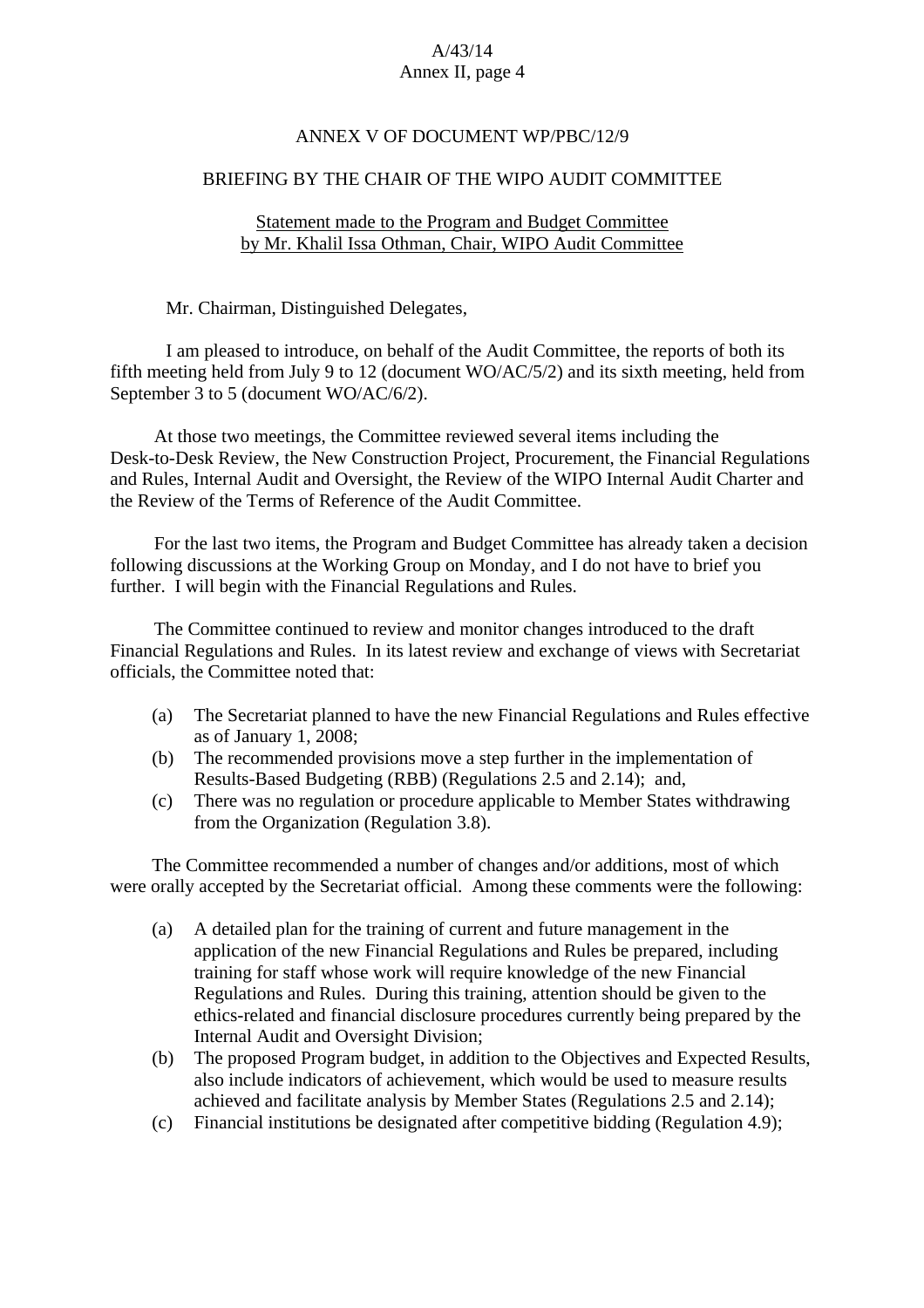ANNEX V OF DOCUMENT WP/PBC/12/9

BRIEFING BY THE CHAIR OF THE WIPO AUDIT COMMITTEE

Statement made to the Program and Budget Committee
by Mr. Khalil Issa Othman, Chair, WIPO Audit Committee

Mr. Chairman, Distinguished Delegates,

I am pleased to introduce, on behalf of the Audit Committee, the reports of both its fifth meeting held from July 9 to 12 (document WO/AC/5/2) and its sixth meeting, held from September 3 to 5 (document WO/AC/6/2).

At those two meetings, the Committee reviewed several items including the Desk-to-Desk Review, the New Construction Project, Procurement, the Financial Regulations and Rules, Internal Audit and Oversight, the Review of the WIPO Internal Audit Charter and the Review of the Terms of Reference of the Audit Committee.

For the last two items, the Program and Budget Committee has already taken a decision following discussions at the Working Group on Monday, and I do not have to brief you further. I will begin with the Financial Regulations and Rules.

The Committee continued to review and monitor changes introduced to the draft Financial Regulations and Rules. In its latest review and exchange of views with Secretariat officials, the Committee noted that:

(a) The Secretariat planned to have the new Financial Regulations and Rules effective as of January 1, 2008;
(b) The recommended provisions move a step further in the implementation of Results-Based Budgeting (RBB) (Regulations 2.5 and 2.14); and,
(c) There was no regulation or procedure applicable to Member States withdrawing from the Organization (Regulation 3.8).

The Committee recommended a number of changes and/or additions, most of which were orally accepted by the Secretariat official. Among these comments were the following:

(a) A detailed plan for the training of current and future management in the application of the new Financial Regulations and Rules be prepared, including training for staff whose work will require knowledge of the new Financial Regulations and Rules. During this training, attention should be given to the ethics-related and financial disclosure procedures currently being prepared by the Internal Audit and Oversight Division;
(b) The proposed Program budget, in addition to the Objectives and Expected Results, also include indicators of achievement, which would be used to measure results achieved and facilitate analysis by Member States (Regulations 2.5 and 2.14);
(c) Financial institutions be designated after competitive bidding (Regulation 4.9);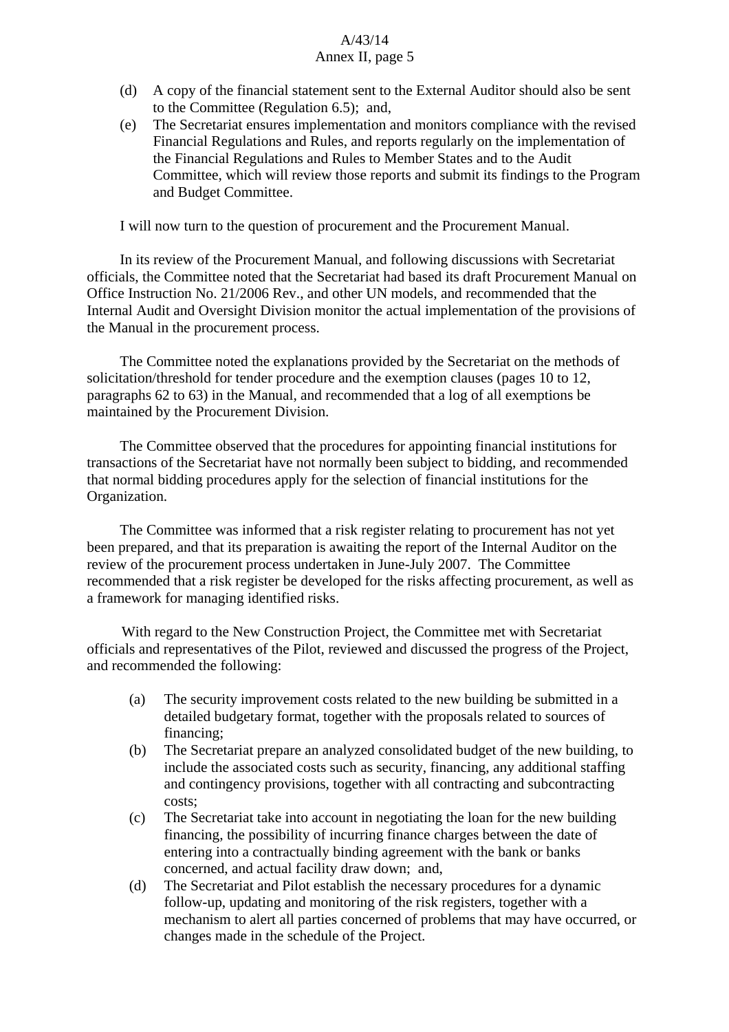(d) A copy of the financial statement sent to the External Auditor should also be sent to the Committee (Regulation 6.5);  and,

(e) The Secretariat ensures implementation and monitors compliance with the revised Financial Regulations and Rules, and reports regularly on the implementation of the Financial Regulations and Rules to Member States and to the Audit Committee, which will review those reports and submit its findings to the Program and Budget Committee.

I will now turn to the question of procurement and the Procurement Manual.

In its review of the Procurement Manual, and following discussions with Secretariat officials, the Committee noted that the Secretariat had based its draft Procurement Manual on Office Instruction No. 21/2006 Rev., and other UN models, and recommended that the Internal Audit and Oversight Division monitor the actual implementation of the provisions of the Manual in the procurement process.

The Committee noted the explanations provided by the Secretariat on the methods of solicitation/threshold for tender procedure and the exemption clauses (pages 10 to 12, paragraphs 62 to 63) in the Manual, and recommended that a log of all exemptions be maintained by the Procurement Division.

The Committee observed that the procedures for appointing financial institutions for transactions of the Secretariat have not normally been subject to bidding, and recommended that normal bidding procedures apply for the selection of financial institutions for the Organization.

The Committee was informed that a risk register relating to procurement has not yet been prepared, and that its preparation is awaiting the report of the Internal Auditor on the review of the procurement process undertaken in June-July 2007. The Committee recommended that a risk register be developed for the risks affecting procurement, as well as a framework for managing identified risks.

With regard to the New Construction Project, the Committee met with Secretariat officials and representatives of the Pilot, reviewed and discussed the progress of the Project, and recommended the following:

(a) The security improvement costs related to the new building be submitted in a detailed budgetary format, together with the proposals related to sources of financing;

(b) The Secretariat prepare an analyzed consolidated budget of the new building, to include the associated costs such as security, financing, any additional staffing and contingency provisions, together with all contracting and subcontracting costs;

(c) The Secretariat take into account in negotiating the loan for the new building financing, the possibility of incurring finance charges between the date of entering into a contractually binding agreement with the bank or banks concerned, and actual facility draw down;  and,

(d) The Secretariat and Pilot establish the necessary procedures for a dynamic follow-up, updating and monitoring of the risk registers, together with a mechanism to alert all parties concerned of problems that may have occurred, or changes made in the schedule of the Project.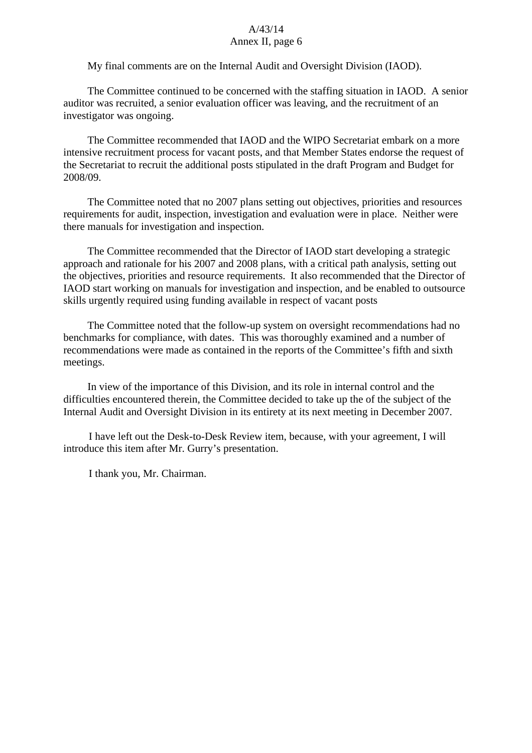My final comments are on the Internal Audit and Oversight Division (IAOD).

The Committee continued to be concerned with the staffing situation in IAOD. A senior auditor was recruited, a senior evaluation officer was leaving, and the recruitment of an investigator was ongoing.

The Committee recommended that IAOD and the WIPO Secretariat embark on a more intensive recruitment process for vacant posts, and that Member States endorse the request of the Secretariat to recruit the additional posts stipulated in the draft Program and Budget for 2008/09.

The Committee noted that no 2007 plans setting out objectives, priorities and resources requirements for audit, inspection, investigation and evaluation were in place. Neither were there manuals for investigation and inspection.

The Committee recommended that the Director of IAOD start developing a strategic approach and rationale for his 2007 and 2008 plans, with a critical path analysis, setting out the objectives, priorities and resource requirements. It also recommended that the Director of IAOD start working on manuals for investigation and inspection, and be enabled to outsource skills urgently required using funding available in respect of vacant posts

The Committee noted that the follow-up system on oversight recommendations had no benchmarks for compliance, with dates. This was thoroughly examined and a number of recommendations were made as contained in the reports of the Committee's fifth and sixth meetings.

In view of the importance of this Division, and its role in internal control and the difficulties encountered therein, the Committee decided to take up the of the subject of the Internal Audit and Oversight Division in its entirety at its next meeting in December 2007.

I have left out the Desk-to-Desk Review item, because, with your agreement, I will introduce this item after Mr. Gurry's presentation.

I thank you, Mr. Chairman.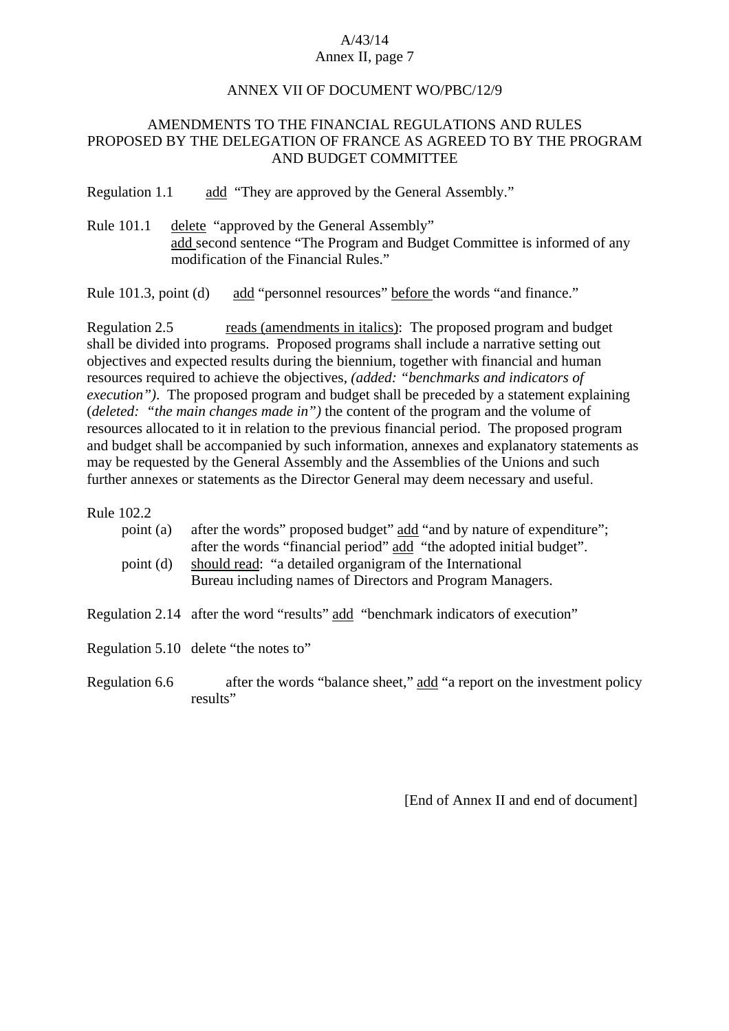ANNEX VII OF DOCUMENT WO/PBC/12/9

AMENDMENTS TO THE FINANCIAL REGULATIONS AND RULES PROPOSED BY THE DELEGATION OF FRANCE AS AGREED TO BY THE PROGRAM AND BUDGET COMMITTEE

Regulation 1.1 add "They are approved by the General Assembly."

Rule 101.1 delete "approved by the General Assembly"
add second sentence "The Program and Budget Committee is informed of any modification of the Financial Rules."

Rule 101.3, point (d) add "personnel resources" before the words "and finance."

Regulation 2.5 reads (amendments in italics): The proposed program and budget shall be divided into programs. Proposed programs shall include a narrative setting out objectives and expected results during the biennium, together with financial and human resources required to achieve the objectives, *(added: "benchmarks and indicators of execution")*. The proposed program and budget shall be preceded by a statement explaining (*deleted: "the main changes made in")* the content of the program and the volume of resources allocated to it in relation to the previous financial period. The proposed program and budget shall be accompanied by such information, annexes and explanatory statements as may be requested by the General Assembly and the Assemblies of the Unions and such further annexes or statements as the Director General may deem necessary and useful.

Rule 102.2
point (a) after the words" proposed budget" add "and by nature of expenditure"; after the words "financial period" add "the adopted initial budget".
point (d) should read: "a detailed organigram of the International Bureau including names of Directors and Program Managers.

Regulation 2.14 after the word "results" add "benchmark indicators of execution"

Regulation 5.10 delete "the notes to"

Regulation 6.6 after the words "balance sheet," add "a report on the investment policy results"

[End of Annex II and end of document]